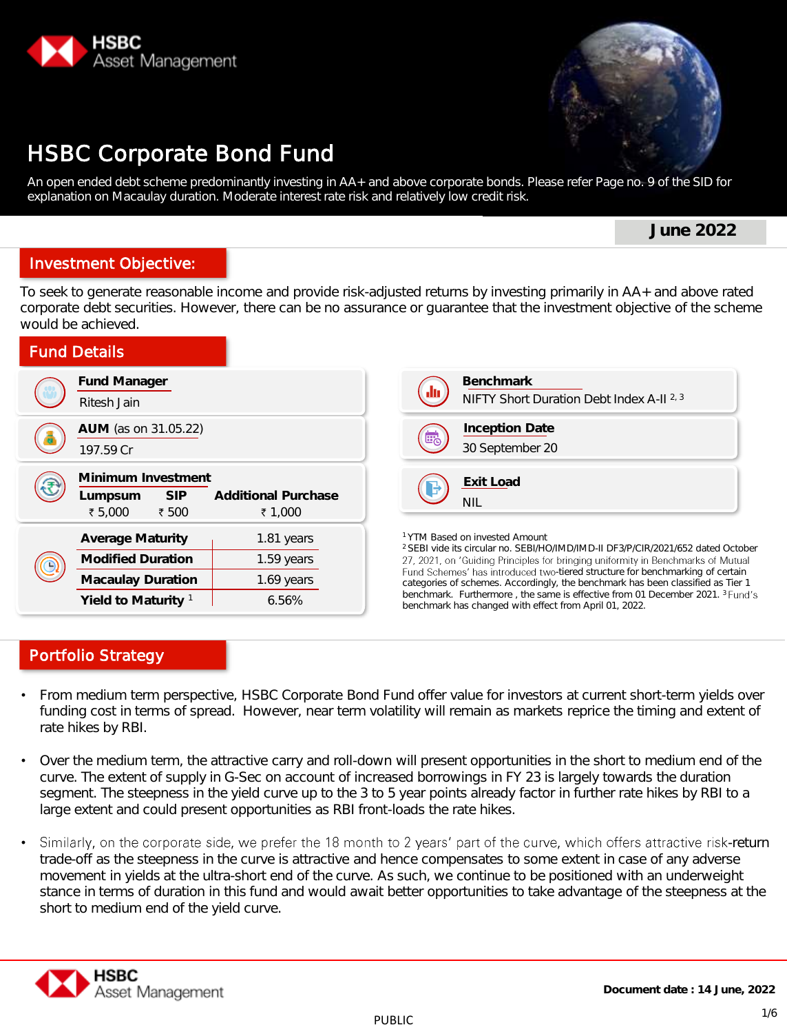HSBC Asset Management

# HSBC Corporate Bond Fund

An open ended debt scheme predominantly investing in AA+ and above corporate bonds. Please refer Page no. 9 of the SID for explanation on Macaulay duration. Moderate interest rate risk and relatively low credit risk.

**June 2022**

## Investment Objective:

To seek to generate reasonable income and provide risk-adjusted returns by investing primarily in AA+ and above rated corporate debt securities. However, there can be no assurance or guarantee that the investment objective of the scheme would be achieved.

## Fund Details

**Fund Manager**
Ritesh Jain

**AUM** (as on 31.05.22)
197.59 Cr

**Minimum Investment**

| Lumpsum | SIP | Additional Purchase |
|---|---|---|
| ₹ 5,000 | ₹ 500 | ₹ 1,000 |

| | |
|---|---|
| **Average Maturity** | 1.81 years |
| **Modified Duration** | 1.59 years |
| **Macaulay Duration** | 1.69 years |
| **Yield to Maturity** [1] | 6.56% |

**Benchmark**
NIFTY Short Duration Debt Index A-II [2, 3]

**Inception Date**
30 September 20

**Exit Load**
NIL

[1] YTM Based on invested Amount
[2] SEBI vide its circular no. SEBI/HO/IMD/IMD-II DF3/P/CIR/2021/652 dated October 27, 2021, on 'Guiding Principles for bringing uniformity in Benchmarks of Mutual Fund Schemes' has introduced two-tiered structure for benchmarking of certain categories of schemes. Accordingly, the benchmark has been classified as Tier 1 benchmark. Furthermore , the same is effective from 01 December 2021. [3] Fund's benchmark has changed with effect from April 01, 2022.

## Portfolio Strategy

- From medium term perspective, HSBC Corporate Bond Fund offer value for investors at current short-term yields over funding cost in terms of spread. However, near term volatility will remain as markets reprice the timing and extent of rate hikes by RBI.
- Over the medium term, the attractive carry and roll-down will present opportunities in the short to medium end of the curve. The extent of supply in G-Sec on account of increased borrowings in FY 23 is largely towards the duration segment. The steepness in the yield curve up to the 3 to 5 year points already factor in further rate hikes by RBI to a large extent and could present opportunities as RBI front-loads the rate hikes.
- Similarly, on the corporate side, we prefer the 18 month to 2 years' part of the curve, which offers attractive risk-return trade-off as the steepness in the curve is attractive and hence compensates to some extent in case of any adverse movement in yields at the ultra-short end of the curve. As such, we continue to be positioned with an underweight stance in terms of duration in this fund and would await better opportunities to take advantage of the steepness at the short to medium end of the yield curve.

HSBC Asset Management

**Document date : 14 June, 2022**

PUBLIC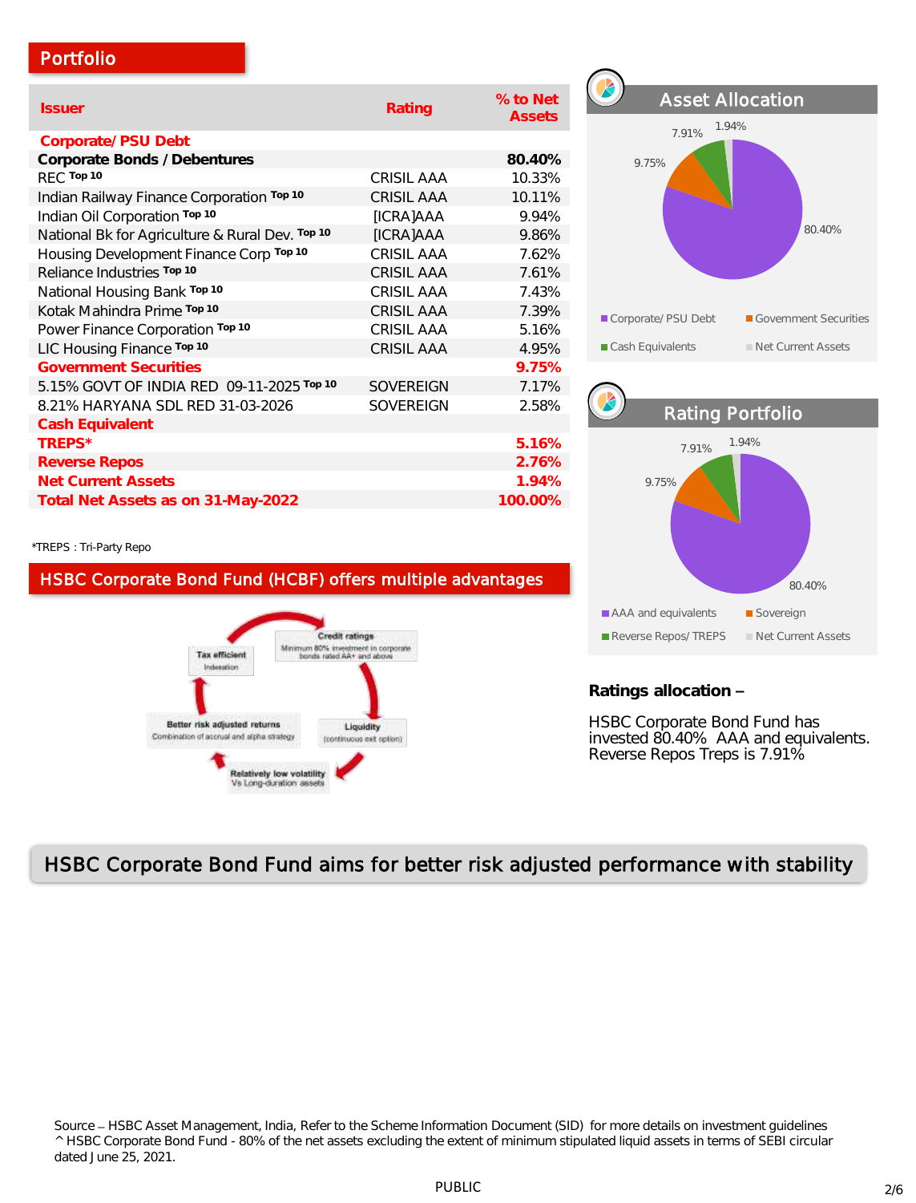## Portfolio

| Issuer | Rating | % to Net Assets |
|---|---|---|
| **Corporate/ PSU Debt** | | |
| **Corporate Bonds / Debentures** | | **80.40%** |
| REC Top 10 | CRISIL AAA | 10.33% |
| Indian Railway Finance Corporation Top 10 | CRISIL AAA | 10.11% |
| Indian Oil Corporation Top 10 | [ICRA]AAA | 9.94% |
| National Bk for Agriculture & Rural Dev. Top 10 | [ICRA]AAA | 9.86% |
| Housing Development Finance Corp Top 10 | CRISIL AAA | 7.62% |
| Reliance Industries Top 10 | CRISIL AAA | 7.61% |
| National Housing Bank Top 10 | CRISIL AAA | 7.43% |
| Kotak Mahindra Prime Top 10 | CRISIL AAA | 7.39% |
| Power Finance Corporation Top 10 | CRISIL AAA | 5.16% |
| LIC Housing Finance Top 10 | CRISIL AAA | 4.95% |
| **Government Securities** | | **9.75%** |
| 5.15% GOVT OF INDIA RED 09-11-2025 Top 10 | SOVEREIGN | 7.17% |
| 8.21% HARYANA SDL RED 31-03-2026 | SOVEREIGN | 2.58% |
| **Cash Equivalent** | | |
| **TREPS*** | | **5.16%** |
| **Reverse Repos** | | **2.76%** |
| **Net Current Assets** | | **1.94%** |
| **Total Net Assets as on 31-May-2022** | | **100.00%** |

*TREPS : Tri-Party Repo

## Asset Allocation

7.91%
1.94%
9.75%
80.40%

Corporate/ PSU Debt
Government Securities
Cash Equivalents
Net Current Assets

## Rating Portfolio

7.91%
1.94%
9.75%
80.40%

AAA and equivalents
Sovereign
Reverse Repos/ TREPS
Net Current Assets

## HSBC Corporate Bond Fund (HCBF) offers multiple advantages

Credit ratings
Minimum 80% investment in corporate bonds rated AA+ and above

Liquidity
(continuous exit option)

Relatively low volatility
Vs Long-duration assets

Better risk adjusted returns
Combination of accrual and alpha strategy

Tax efficient
Indexation

### Ratings allocation –

HSBC Corporate Bond Fund has invested 80.40% AAA and equivalents. Reverse Repos Treps is 7.91%

**HSBC Corporate Bond Fund aims for better risk adjusted performance with stability**

Source – HSBC Asset Management, India, Refer to the Scheme Information Document (SID) for more details on investment guidelines
^ HSBC Corporate Bond Fund - 80% of the net assets excluding the extent of minimum stipulated liquid assets in terms of SEBI circular dated June 25, 2021.

PUBLIC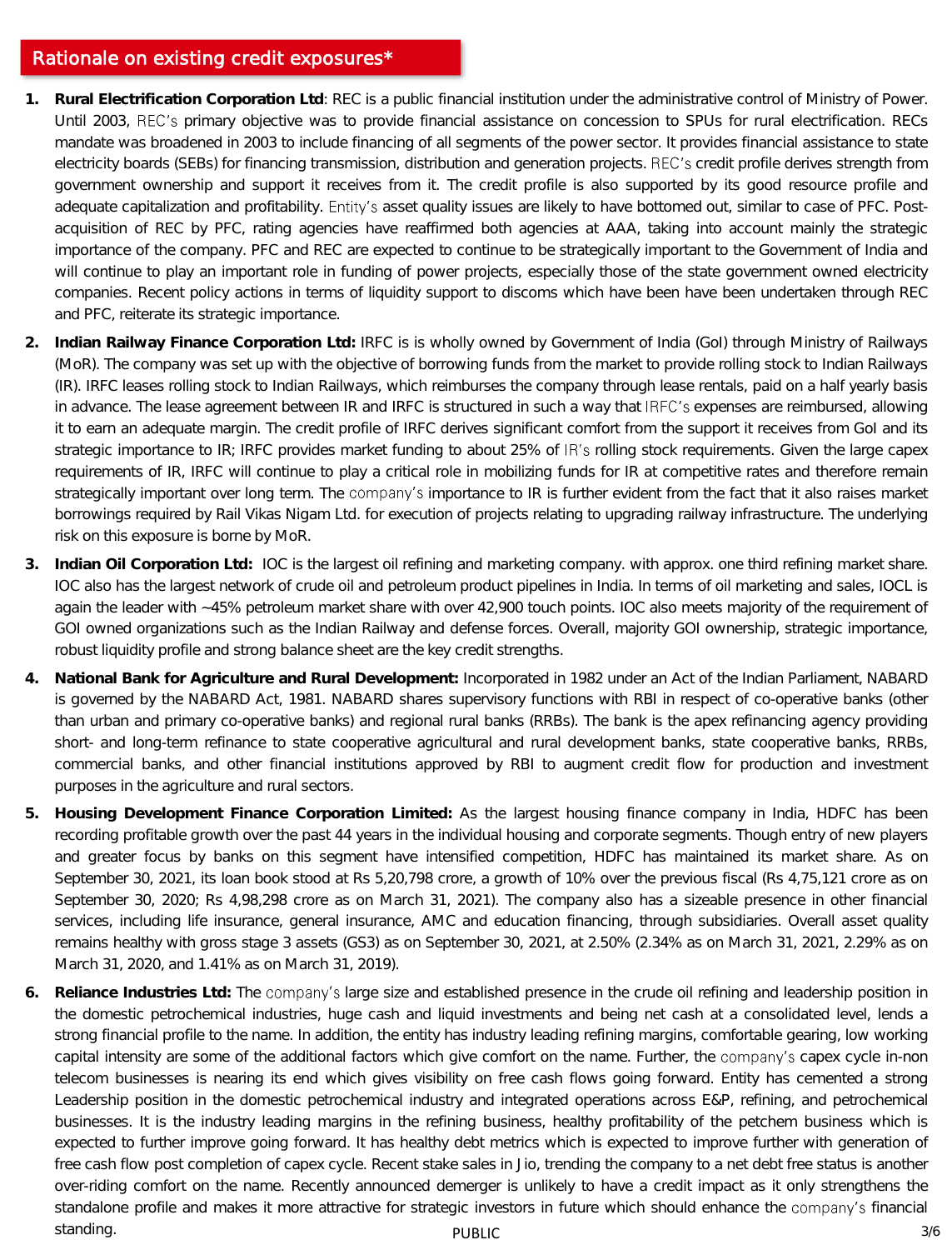## Rationale on existing credit exposures*

1. **Rural Electrification Corporation Ltd**: REC is a public financial institution under the administrative control of Ministry of Power. Until 2003, REC's primary objective was to provide financial assistance on concession to SPUs for rural electrification. RECs mandate was broadened in 2003 to include financing of all segments of the power sector. It provides financial assistance to state electricity boards (SEBs) for financing transmission, distribution and generation projects. REC's credit profile derives strength from government ownership and support it receives from it. The credit profile is also supported by its good resource profile and adequate capitalization and profitability. Entity's asset quality issues are likely to have bottomed out, similar to case of PFC. Post-acquisition of REC by PFC, rating agencies have reaffirmed both agencies at AAA, taking into account mainly the strategic importance of the company. PFC and REC are expected to continue to be strategically important to the Government of India and will continue to play an important role in funding of power projects, especially those of the state government owned electricity companies. Recent policy actions in terms of liquidity support to discoms which have been have been undertaken through REC and PFC, reiterate its strategic importance.

2. **Indian Railway Finance Corporation Ltd:** IRFC is is wholly owned by Government of India (GoI) through Ministry of Railways (MoR). The company was set up with the objective of borrowing funds from the market to provide rolling stock to Indian Railways (IR). IRFC leases rolling stock to Indian Railways, which reimburses the company through lease rentals, paid on a half yearly basis in advance. The lease agreement between IR and IRFC is structured in such a way that IRFC's expenses are reimbursed, allowing it to earn an adequate margin. The credit profile of IRFC derives significant comfort from the support it receives from GoI and its strategic importance to IR; IRFC provides market funding to about 25% of IR's rolling stock requirements. Given the large capex requirements of IR, IRFC will continue to play a critical role in mobilizing funds for IR at competitive rates and therefore remain strategically important over long term. The company's importance to IR is further evident from the fact that it also raises market borrowings required by Rail Vikas Nigam Ltd. for execution of projects relating to upgrading railway infrastructure. The underlying risk on this exposure is borne by MoR.

3. **Indian Oil Corporation Ltd:** IOC is the largest oil refining and marketing company. with approx. one third refining market share. IOC also has the largest network of crude oil and petroleum product pipelines in India. In terms of oil marketing and sales, IOCL is again the leader with ~45% petroleum market share with over 42,900 touch points. IOC also meets majority of the requirement of GOI owned organizations such as the Indian Railway and defense forces. Overall, majority GOI ownership, strategic importance, robust liquidity profile and strong balance sheet are the key credit strengths.

4. **National Bank for Agriculture and Rural Development:** Incorporated in 1982 under an Act of the Indian Parliament, NABARD is governed by the NABARD Act, 1981. NABARD shares supervisory functions with RBI in respect of co-operative banks (other than urban and primary co-operative banks) and regional rural banks (RRBs). The bank is the apex refinancing agency providing short- and long-term refinance to state cooperative agricultural and rural development banks, state cooperative banks, RRBs, commercial banks, and other financial institutions approved by RBI to augment credit flow for production and investment purposes in the agriculture and rural sectors.

5. **Housing Development Finance Corporation Limited:** As the largest housing finance company in India, HDFC has been recording profitable growth over the past 44 years in the individual housing and corporate segments. Though entry of new players and greater focus by banks on this segment have intensified competition, HDFC has maintained its market share. As on September 30, 2021, its loan book stood at Rs 5,20,798 crore, a growth of 10% over the previous fiscal (Rs 4,75,121 crore as on September 30, 2020; Rs 4,98,298 crore as on March 31, 2021). The company also has a sizeable presence in other financial services, including life insurance, general insurance, AMC and education financing, through subsidiaries. Overall asset quality remains healthy with gross stage 3 assets (GS3) as on September 30, 2021, at 2.50% (2.34% as on March 31, 2021, 2.29% as on March 31, 2020, and 1.41% as on March 31, 2019).

6. **Reliance Industries Ltd:** The company's large size and established presence in the crude oil refining and leadership position in the domestic petrochemical industries, huge cash and liquid investments and being net cash at a consolidated level, lends a strong financial profile to the name. In addition, the entity has industry leading refining margins, comfortable gearing, low working capital intensity are some of the additional factors which give comfort on the name. Further, the company's capex cycle in-non telecom businesses is nearing its end which gives visibility on free cash flows going forward. Entity has cemented a strong Leadership position in the domestic petrochemical industry and integrated operations across E&P, refining, and petrochemical businesses. It is the industry leading margins in the refining business, healthy profitability of the petchem business which is expected to further improve going forward. It has healthy debt metrics which is expected to improve further with generation of free cash flow post completion of capex cycle. Recent stake sales in Jio, trending the company to a net debt free status is another over-riding comfort on the name. Recently announced demerger is unlikely to have a credit impact as it only strengthens the standalone profile and makes it more attractive for strategic investors in future which should enhance the company's financial standing.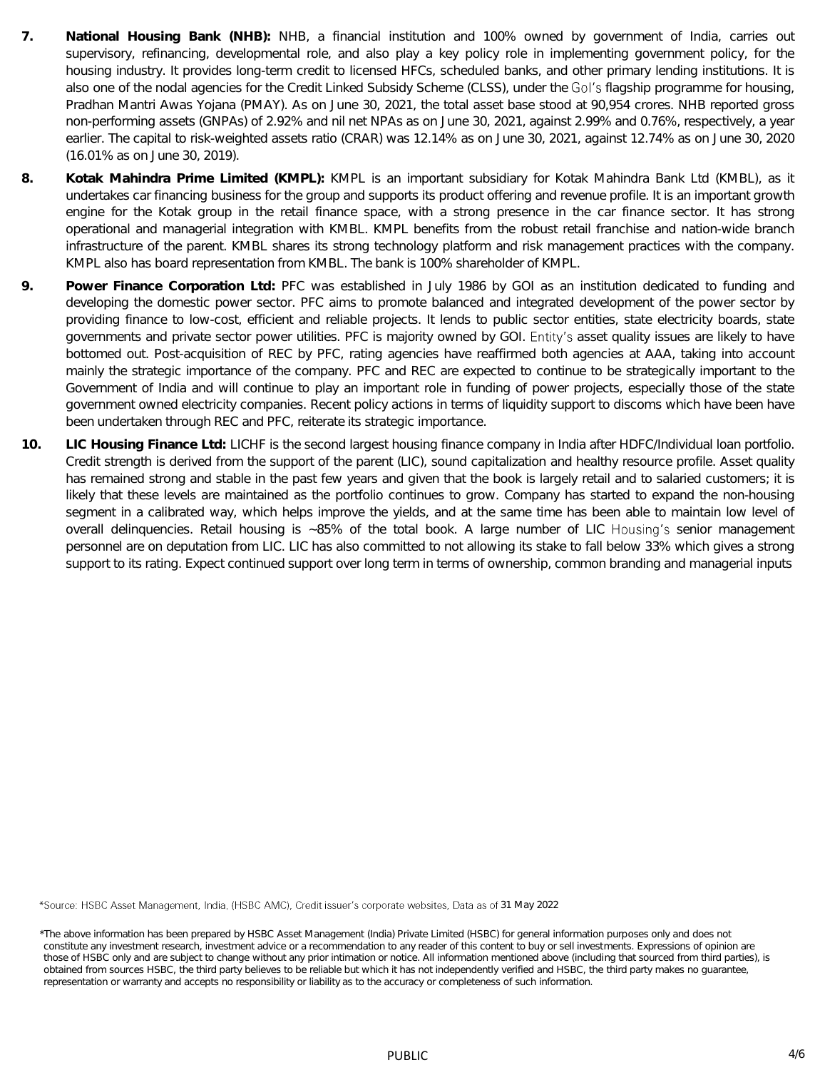7. **National Housing Bank (NHB):** NHB, a financial institution and 100% owned by government of India, carries out supervisory, refinancing, developmental role, and also play a key policy role in implementing government policy, for the housing industry. It provides long-term credit to licensed HFCs, scheduled banks, and other primary lending institutions. It is also one of the nodal agencies for the Credit Linked Subsidy Scheme (CLSS), under the GoI's flagship programme for housing, Pradhan Mantri Awas Yojana (PMAY). As on June 30, 2021, the total asset base stood at 90,954 crores. NHB reported gross non-performing assets (GNPAs) of 2.92% and nil net NPAs as on June 30, 2021, against 2.99% and 0.76%, respectively, a year earlier. The capital to risk-weighted assets ratio (CRAR) was 12.14% as on June 30, 2021, against 12.74% as on June 30, 2020 (16.01% as on June 30, 2019).

8. **Kotak Mahindra Prime Limited (KMPL):** KMPL is an important subsidiary for Kotak Mahindra Bank Ltd (KMBL), as it undertakes car financing business for the group and supports its product offering and revenue profile. It is an important growth engine for the Kotak group in the retail finance space, with a strong presence in the car finance sector. It has strong operational and managerial integration with KMBL. KMPL benefits from the robust retail franchise and nation-wide branch infrastructure of the parent. KMBL shares its strong technology platform and risk management practices with the company. KMPL also has board representation from KMBL. The bank is 100% shareholder of KMPL.

9. **Power Finance Corporation Ltd:** PFC was established in July 1986 by GOI as an institution dedicated to funding and developing the domestic power sector. PFC aims to promote balanced and integrated development of the power sector by providing finance to low-cost, efficient and reliable projects. It lends to public sector entities, state electricity boards, state governments and private sector power utilities. PFC is majority owned by GOI. Entity's asset quality issues are likely to have bottomed out. Post-acquisition of REC by PFC, rating agencies have reaffirmed both agencies at AAA, taking into account mainly the strategic importance of the company. PFC and REC are expected to continue to be strategically important to the Government of India and will continue to play an important role in funding of power projects, especially those of the state government owned electricity companies. Recent policy actions in terms of liquidity support to discoms which have been have been undertaken through REC and PFC, reiterate its strategic importance.

10. **LIC Housing Finance Ltd:** LICHF is the second largest housing finance company in India after HDFC/Individual loan portfolio. Credit strength is derived from the support of the parent (LIC), sound capitalization and healthy resource profile. Asset quality has remained strong and stable in the past few years and given that the book is largely retail and to salaried customers; it is likely that these levels are maintained as the portfolio continues to grow. Company has started to expand the non-housing segment in a calibrated way, which helps improve the yields, and at the same time has been able to maintain low level of overall delinquencies. Retail housing is ~85% of the total book. A large number of LIC Housing's senior management personnel are on deputation from LIC. LIC has also committed to not allowing its stake to fall below 33% which gives a strong support to its rating. Expect continued support over long term in terms of ownership, common branding and managerial inputs

*Source: HSBC Asset Management, India, (HSBC AMC), Credit issuer's corporate websites, Data as of 31 May 2022

*The above information has been prepared by HSBC Asset Management (India) Private Limited (HSBC) for general information purposes only and does not constitute any investment research, investment advice or a recommendation to any reader of this content to buy or sell investments. Expressions of opinion are those of HSBC only and are subject to change without any prior intimation or notice. All information mentioned above (including that sourced from third parties), is obtained from sources HSBC, the third party believes to be reliable but which it has not independently verified and HSBC, the third party makes no guarantee, representation or warranty and accepts no responsibility or liability as to the accuracy or completeness of such information.

PUBLIC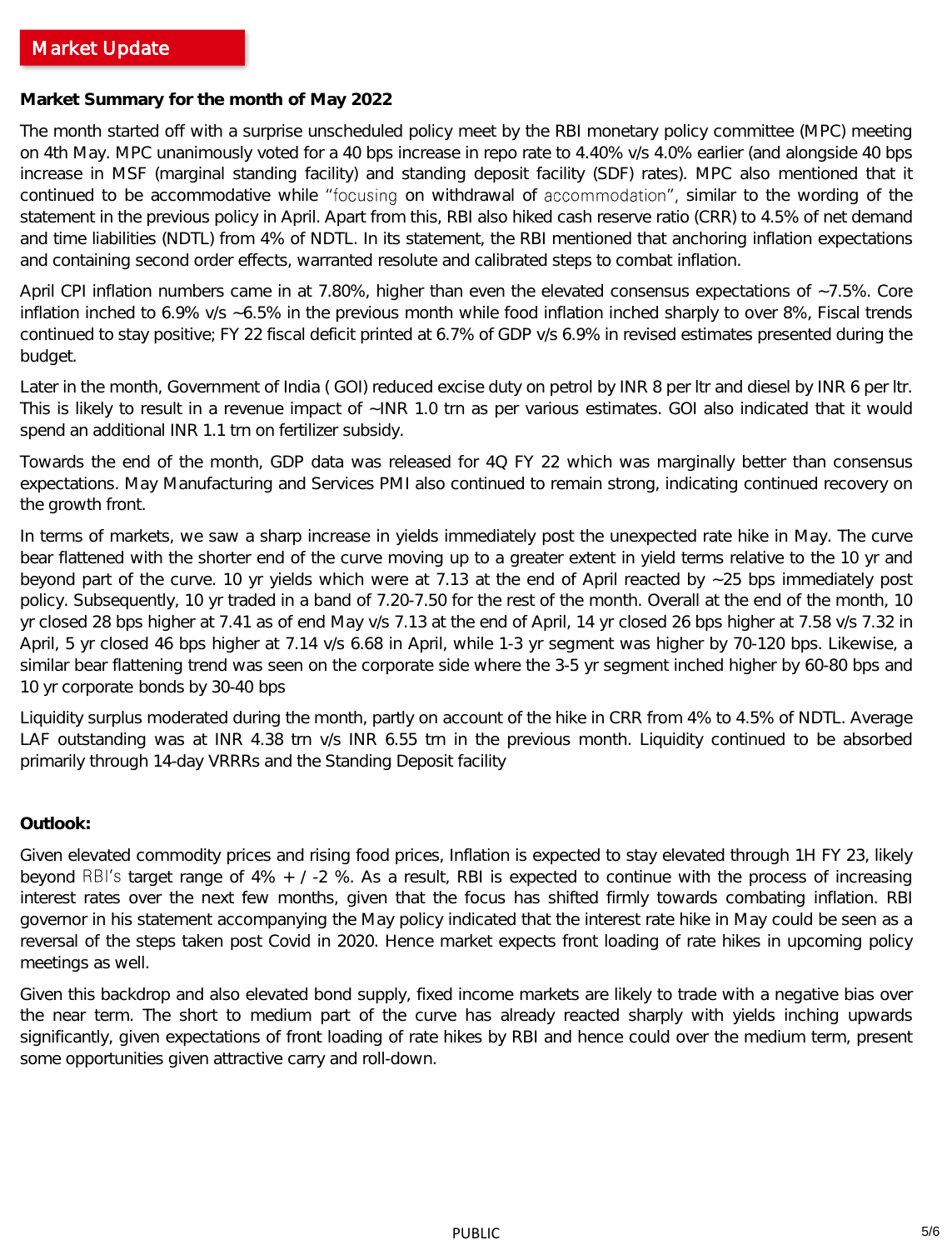# Market Update

**Market Summary for the month of May 2022**

The month started off with a surprise unscheduled policy meet by the RBI monetary policy committee (MPC) meeting on 4th May. MPC unanimously voted for a 40 bps increase in repo rate to 4.40% v/s 4.0% earlier (and alongside 40 bps increase in MSF (marginal standing facility) and standing deposit facility (SDF) rates). MPC also mentioned that it continued to be accommodative while "focusing on withdrawal of accommodation", similar to the wording of the statement in the previous policy in April. Apart from this, RBI also hiked cash reserve ratio (CRR) to 4.5% of net demand and time liabilities (NDTL) from 4% of NDTL. In its statement, the RBI mentioned that anchoring inflation expectations and containing second order effects, warranted resolute and calibrated steps to combat inflation.

April CPI inflation numbers came in at 7.80%, higher than even the elevated consensus expectations of ~7.5%. Core inflation inched to 6.9% v/s ~6.5% in the previous month while food inflation inched sharply to over 8%, Fiscal trends continued to stay positive; FY 22 fiscal deficit printed at 6.7% of GDP v/s 6.9% in revised estimates presented during the budget.

Later in the month, Government of India ( GOI) reduced excise duty on petrol by INR 8 per ltr and diesel by INR 6 per ltr. This is likely to result in a revenue impact of ~INR 1.0 trn as per various estimates. GOI also indicated that it would spend an additional INR 1.1 trn on fertilizer subsidy.

Towards the end of the month, GDP data was released for 4Q FY 22 which was marginally better than consensus expectations. May Manufacturing and Services PMI also continued to remain strong, indicating continued recovery on the growth front.

In terms of markets, we saw a sharp increase in yields immediately post the unexpected rate hike in May. The curve bear flattened with the shorter end of the curve moving up to a greater extent in yield terms relative to the 10 yr and beyond part of the curve. 10 yr yields which were at 7.13 at the end of April reacted by ~25 bps immediately post policy. Subsequently, 10 yr traded in a band of 7.20-7.50 for the rest of the month. Overall at the end of the month, 10 yr closed 28 bps higher at 7.41 as of end May v/s 7.13 at the end of April, 14 yr closed 26 bps higher at 7.58 v/s 7.32 in April, 5 yr closed 46 bps higher at 7.14 v/s 6.68 in April, while 1-3 yr segment was higher by 70-120 bps. Likewise, a similar bear flattening trend was seen on the corporate side where the 3-5 yr segment inched higher by 60-80 bps and 10 yr corporate bonds by 30-40 bps

Liquidity surplus moderated during the month, partly on account of the hike in CRR from 4% to 4.5% of NDTL. Average LAF outstanding was at INR 4.38 trn v/s INR 6.55 trn in the previous month. Liquidity continued to be absorbed primarily through 14-day VRRRs and the Standing Deposit facility

**Outlook:**

Given elevated commodity prices and rising food prices, Inflation is expected to stay elevated through 1H FY 23, likely beyond RBI's target range of 4% + / -2 %. As a result, RBI is expected to continue with the process of increasing interest rates over the next few months, given that the focus has shifted firmly towards combating inflation. RBI governor in his statement accompanying the May policy indicated that the interest rate hike in May could be seen as a reversal of the steps taken post Covid in 2020. Hence market expects front loading of rate hikes in upcoming policy meetings as well.

Given this backdrop and also elevated bond supply, fixed income markets are likely to trade with a negative bias over the near term. The short to medium part of the curve has already reacted sharply with yields inching upwards significantly, given expectations of front loading of rate hikes by RBI and hence could over the medium term, present some opportunities given attractive carry and roll-down.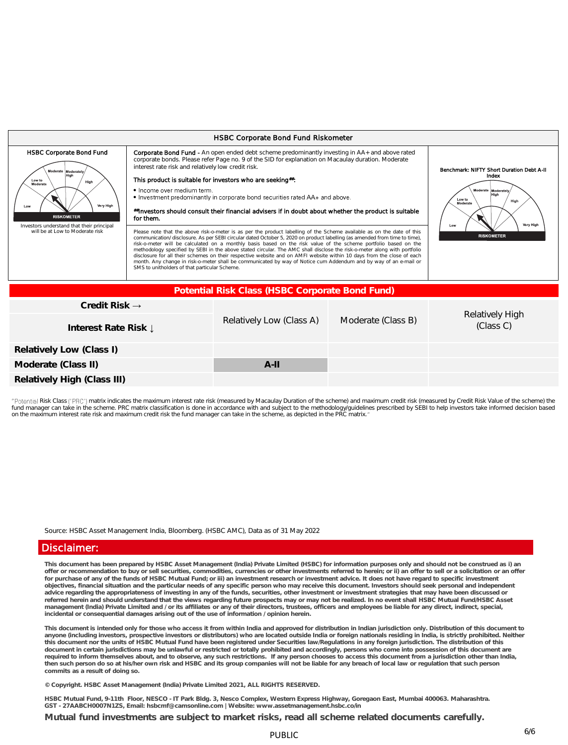## HSBC Corporate Bond Fund Riskometer

**HSBC Corporate Bond Fund**

Low to Moderate | Moderate | Moderately High | High | Very High | Low

RISKOMETER

Investors understand that their principal will be at Low to Moderate risk

**Corporate Bond Fund** - An open ended debt scheme predominantly investing in AA+ and above rated corporate bonds. Please refer Page no. 9 of the SID for explanation on Macaulay duration. Moderate interest rate risk and relatively low credit risk.

**This product is suitable for investors who are seeking##:**

- Income over medium term.
- Investment predominantly in corporate bond securities rated AA+ and above.

**##Investors should consult their financial advisers in if doubt about whether the product is suitable for them.**

Please note that the above risk-o-meter is as per the product labelling of the Scheme available as on the date of this communication/ disclosure. As per SEBI circular dated October 5, 2020 on product labelling (as amended from time to time), risk-o-meter will be calculated on a monthly basis based on the risk value of the scheme portfolio based on the methodology specified by SEBI in the above stated circular. The AMC shall disclose the risk-o-meter along with portfolio disclosure for all their schemes on their respective website and on AMFI website within 10 days from the close of each month. Any change in risk-o-meter shall be communicated by way of Notice cum Addendum and by way of an e-mail or SMS to unitholders of that particular Scheme.

**Benchmark: NIFTY Short Duration Debt A-II Index**

Low to Moderate | Moderate | Moderately High | High | Very High | Low

RISKOMETER

## Potential Risk Class (HSBC Corporate Bond Fund)

| Credit Risk → / Interest Rate Risk ↓ | Relatively Low (Class A) | Moderate (Class B) | Relatively High (Class C) |
|---|---|---|---|
| **Relatively Low (Class I)** | | | |
| **Moderate (Class II)** | **A-II** | | |
| **Relatively High (Class III)** | | | |

"Potential Risk Class ('PRC') matrix indicates the maximum interest rate risk (measured by Macaulay Duration of the scheme) and maximum credit risk (measured by Credit Risk Value of the scheme) the fund manager can take in the scheme. PRC matrix classification is done in accordance with and subject to the methodology/guidelines prescribed by SEBI to help investors take informed decision based on the maximum interest rate risk and maximum credit risk the fund manager can take in the scheme, as depicted in the PRC matrix."

Source: HSBC Asset Management India, Bloomberg. (HSBC AMC), Data as of 31 May 2022

## Disclaimer:

**This document has been prepared by HSBC Asset Management (India) Private Limited (HSBC) for information purposes only and should not be construed as i) an offer or recommendation to buy or sell securities, commodities, currencies or other investments referred to herein; or ii) an offer to sell or a solicitation or an offer for purchase of any of the funds of HSBC Mutual Fund; or iii) an investment research or investment advice. It does not have regard to specific investment objectives, financial situation and the particular needs of any specific person who may receive this document. Investors should seek personal and independent advice regarding the appropriateness of investing in any of the funds, securities, other investment or investment strategies that may have been discussed or referred herein and should understand that the views regarding future prospects may or may not be realized. In no event shall HSBC Mutual Fund/HSBC Asset management (India) Private Limited and / or its affiliates or any of their directors, trustees, officers and employees be liable for any direct, indirect, special, incidental or consequential damages arising out of the use of information / opinion herein.**

**This document is intended only for those who access it from within India and approved for distribution in Indian jurisdiction only. Distribution of this document to anyone (including investors, prospective investors or distributors) who are located outside India or foreign nationals residing in India, is strictly prohibited. Neither this document nor the units of HSBC Mutual Fund have been registered under Securities law/Regulations in any foreign jurisdiction. The distribution of this document in certain jurisdictions may be unlawful or restricted or totally prohibited and accordingly, persons who come into possession of this document are required to inform themselves about, and to observe, any such restrictions. If any person chooses to access this document from a jurisdiction other than India, then such person do so at his/her own risk and HSBC and its group companies will not be liable for any breach of local law or regulation that such person commits as a result of doing so.**

**© Copyright. HSBC Asset Management (India) Private Limited 2021, ALL RIGHTS RESERVED.**

**HSBC Mutual Fund, 9-11th Floor, NESCO - IT Park Bldg. 3, Nesco Complex, Western Express Highway, Goregaon East, Mumbai 400063. Maharashtra.**
**GST - 27AABCH0007N1ZS, Email: hsbcmf@camsonline.com | Website: www.assetmanagement.hsbc.co/in**

**Mutual fund investments are subject to market risks, read all scheme related documents carefully.**

PUBLIC